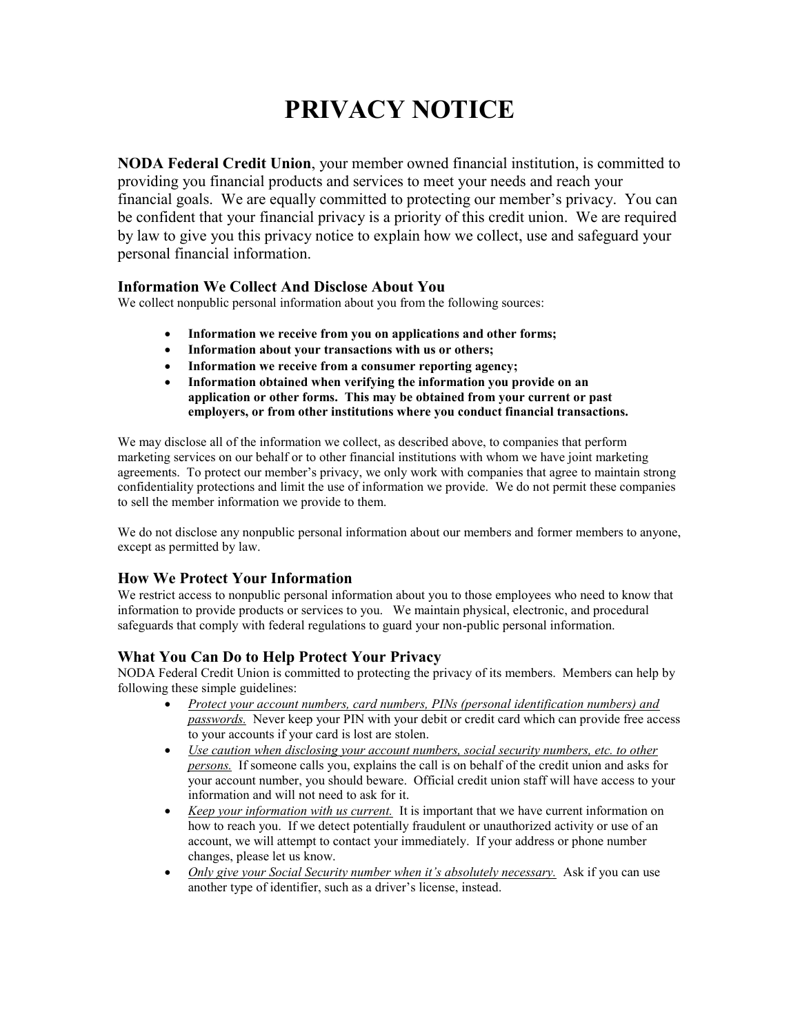# PRIVACY NOTICE

**NODA Federal Credit Union**, your member owned financial institution, is committed to providing you financial products and services to meet your needs and reach your financial goals. We are equally committed to protecting our member's privacy. You can be confident that your financial privacy is a priority of this credit union. We are required by law to give you this privacy notice to explain how we collect, use and safeguard your personal financial information.

### Information We Collect And Disclose About You

We collect nonpublic personal information about you from the following sources:

- **Information we receive from you on applications and other forms;**
- **Information about your transactions with us or others;**
- **Information we receive from a consumer reporting agency;**
- **Information obtained when verifying the information you provide on an application or other forms. This may be obtained from your current or past employers, or from other institutions where you conduct financial transactions.**

We may disclose all of the information we collect, as described above, to companies that perform marketing services on our behalf or to other financial institutions with whom we have joint marketing agreements. To protect our member's privacy, we only work with companies that agree to maintain strong confidentiality protections and limit the use of information we provide. We do not permit these companies to sell the member information we provide to them.

We do not disclose any nonpublic personal information about our members and former members to anyone, except as permitted by law.

### How We Protect Your Information

We restrict access to nonpublic personal information about you to those employees who need to know that information to provide products or services to you. We maintain physical, electronic, and procedural safeguards that comply with federal regulations to guard your non-public personal information.

### What You Can Do to Help Protect Your Privacy

NODA Federal Credit Union is committed to protecting the privacy of its members. Members can help by following these simple guidelines:

- *Protect your account numbers, card numbers, PINs (personal identification numbers) and passwords.* Never keep your PIN with your debit or credit card which can provide free access to your accounts if your card is lost are stolen.
- *Use caution when disclosing your account numbers, social security numbers, etc. to other persons.* If someone calls you, explains the call is on behalf of the credit union and asks for your account number, you should beware. Official credit union staff will have access to your information and will not need to ask for it.
- *Keep your information with us current.* It is important that we have current information on how to reach you. If we detect potentially fraudulent or unauthorized activity or use of an account, we will attempt to contact your immediately. If your address or phone number changes, please let us know.
- *Only give your Social Security number when it's absolutely necessary.* Ask if you can use another type of identifier, such as a driver's license, instead.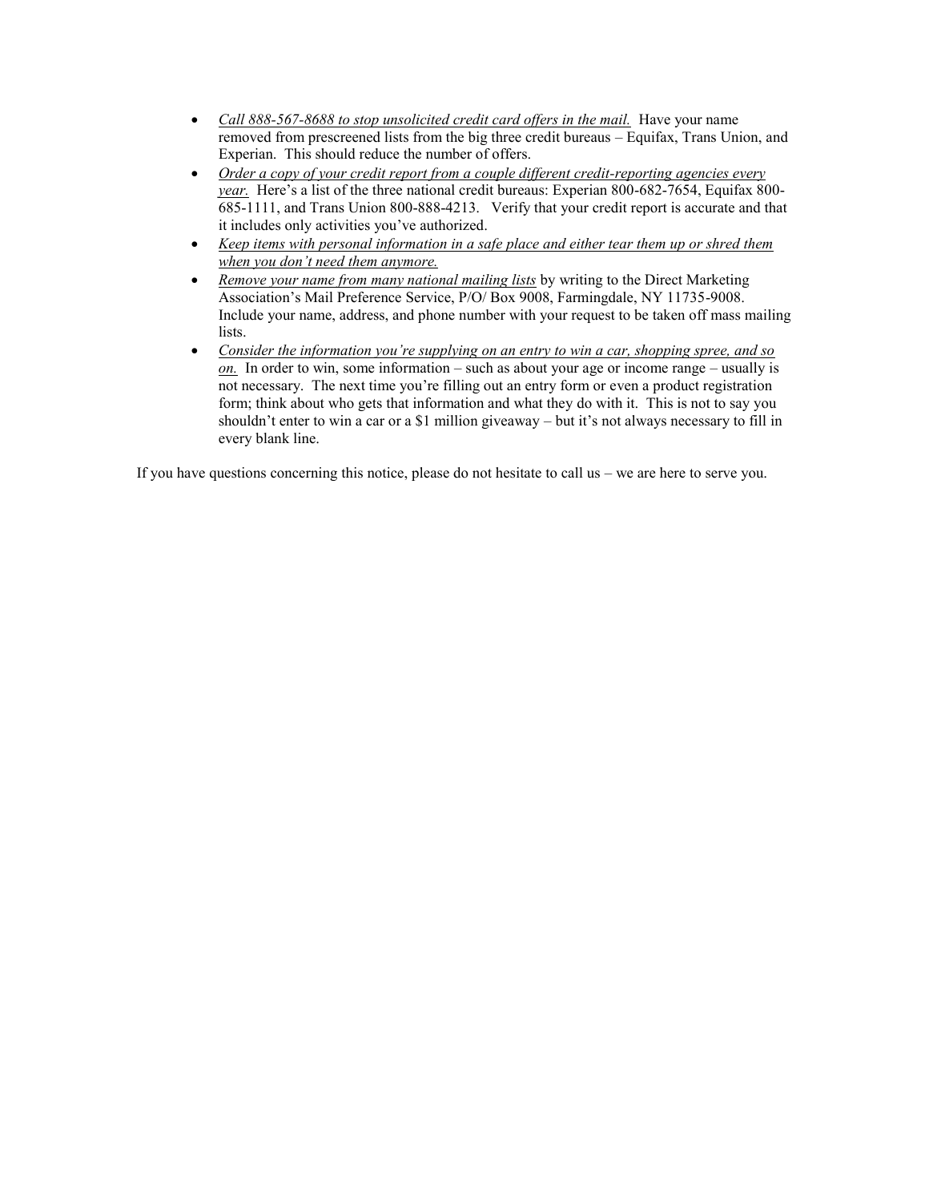- *Call 888-567-8688 to stop unsolicited credit card offers in the mail.* Have your name removed from prescreened lists from the big three credit bureaus – Equifax, Trans Union, and Experian. This should reduce the number of offers.
- *Order a copy of your credit report from a couple different credit-reporting agencies every year.* Here's a list of the three national credit bureaus: Experian 800-682-7654, Equifax 800-685-1111, and Trans Union 800-888-4213. Verify that your credit report is accurate and that it includes only activities you've authorized.
- *Keep items with personal information in a safe place and either tear them up or shred them when you don't need them anymore.*
- *Remove your name from many national mailing lists* by writing to the Direct Marketing Association's Mail Preference Service, P/O/ Box 9008, Farmingdale, NY 11735-9008. Include your name, address, and phone number with your request to be taken off mass mailing lists.
- *Consider the information you're supplying on an entry to win a car, shopping spree, and so on.* In order to win, some information – such as about your age or income range – usually is not necessary. The next time you're filling out an entry form or even a product registration form; think about who gets that information and what they do with it. This is not to say you shouldn't enter to win a car or a $1 million giveaway – but it's not always necessary to fill in every blank line.

If you have questions concerning this notice, please do not hesitate to call us – we are here to serve you.